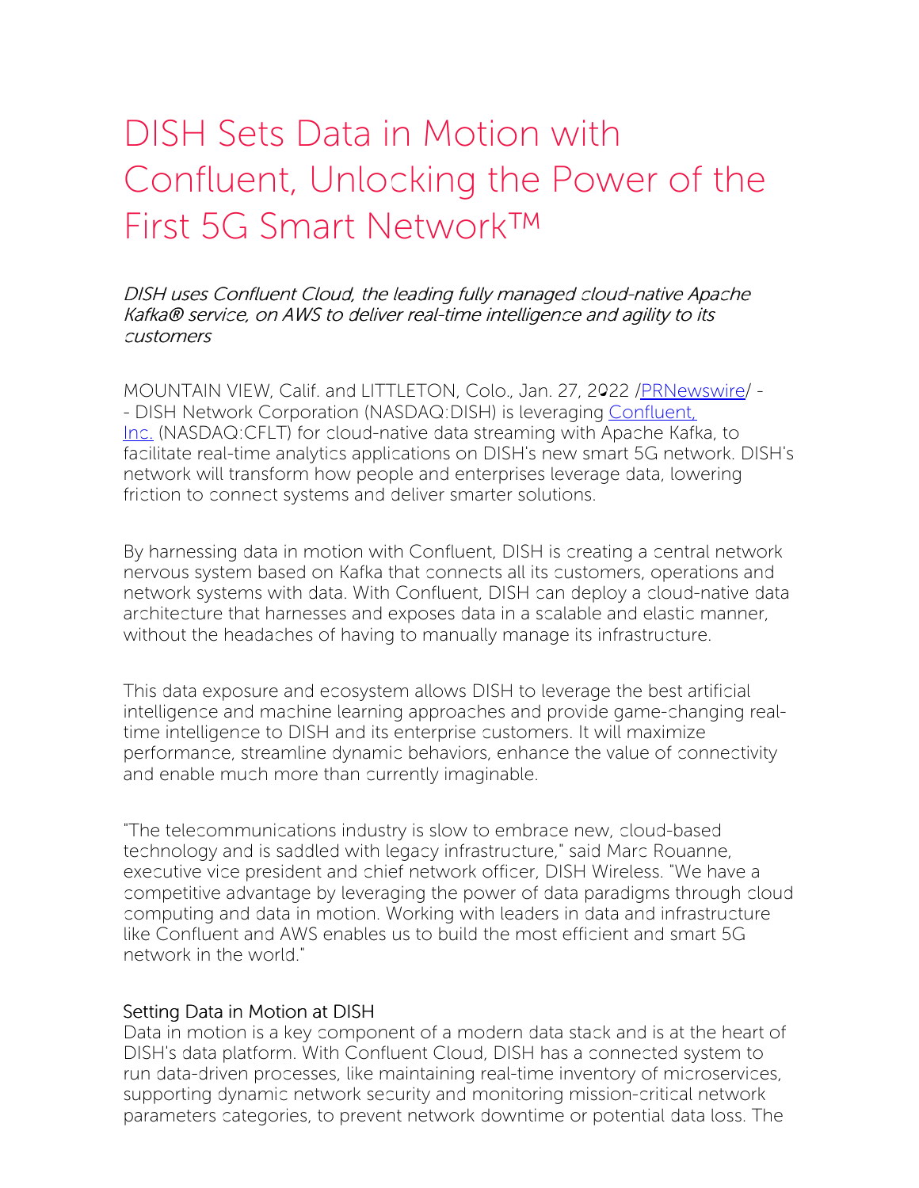# DISH Sets Data in Motion with Confluent, Unlocking the Power of the First 5G Smart Network™

*DISH uses Confluent Cloud, the leading fully managed cloud-native Apache Kafka® service, on AWS to deliver real-time intelligence and agility to its customers*

MOUNTAIN VIEW, Calif. and LITTLETON, Colo., Jan. 27, 2022 /[PRNewswire](PRNewswire)/ -- DISH Network Corporation (NASDAQ:DISH) is leveraging [Confluent, Inc.](Confluent, Inc.) (NASDAQ:CFLT) for cloud-native data streaming with Apache Kafka, to facilitate real-time analytics applications on DISH's new smart 5G network. DISH's network will transform how people and enterprises leverage data, lowering friction to connect systems and deliver smarter solutions.

By harnessing data in motion with Confluent, DISH is creating a central network nervous system based on Kafka that connects all its customers, operations and network systems with data. With Confluent, DISH can deploy a cloud-native data architecture that harnesses and exposes data in a scalable and elastic manner, without the headaches of having to manually manage its infrastructure.

This data exposure and ecosystem allows DISH to leverage the best artificial intelligence and machine learning approaches and provide game-changing real-time intelligence to DISH and its enterprise customers. It will maximize performance, streamline dynamic behaviors, enhance the value of connectivity and enable much more than currently imaginable.

"The telecommunications industry is slow to embrace new, cloud-based technology and is saddled with legacy infrastructure," said Marc Rouanne, executive vice president and chief network officer, DISH Wireless. "We have a competitive advantage by leveraging the power of data paradigms through cloud computing and data in motion. Working with leaders in data and infrastructure like Confluent and AWS enables us to build the most efficient and smart 5G network in the world."

## Setting Data in Motion at DISH

Data in motion is a key component of a modern data stack and is at the heart of DISH's data platform. With Confluent Cloud, DISH has a connected system to run data-driven processes, like maintaining real-time inventory of microservices, supporting dynamic network security and monitoring mission-critical network parameters categories, to prevent network downtime or potential data loss. The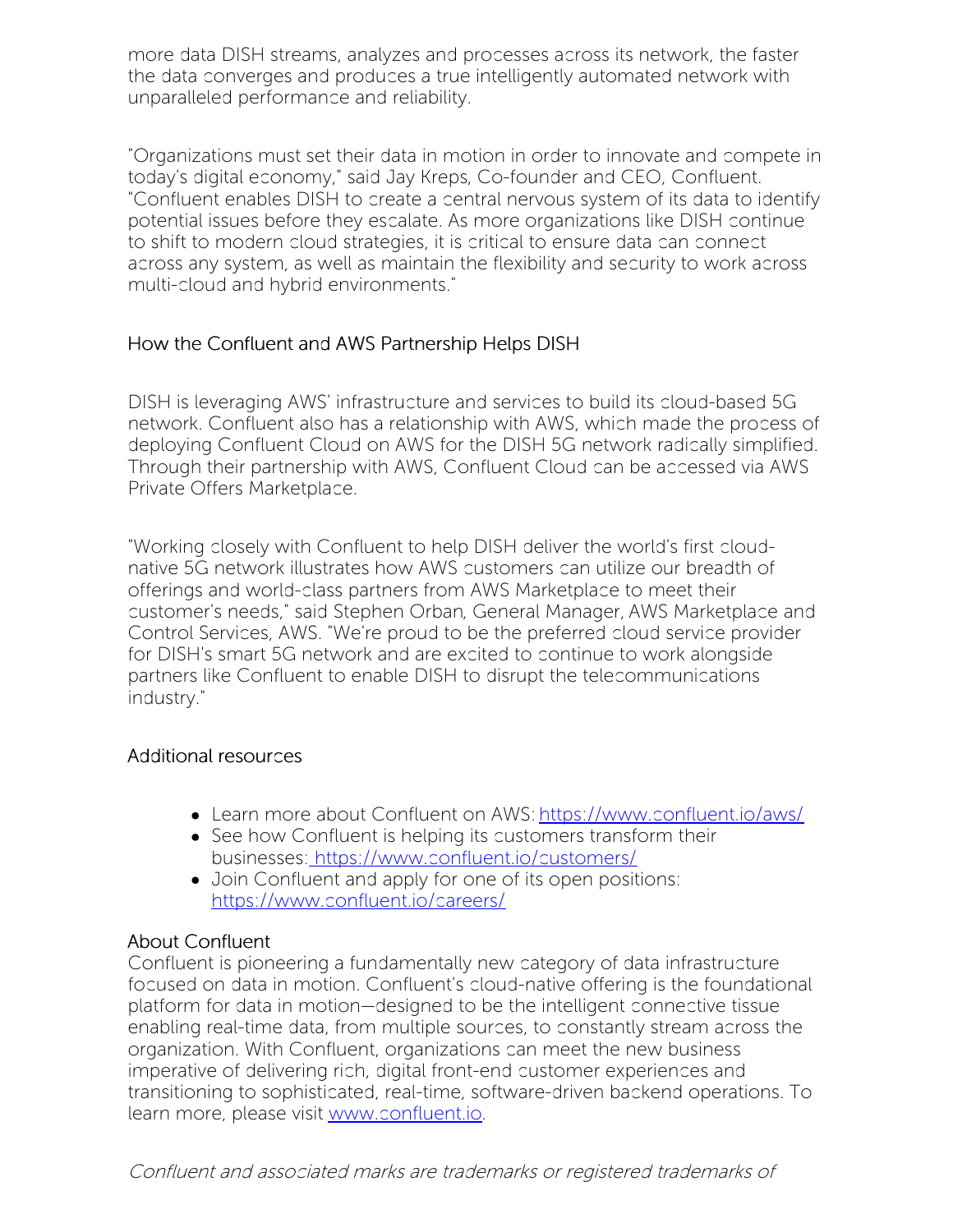more data DISH streams, analyzes and processes across its network, the faster the data converges and produces a true intelligently automated network with unparalleled performance and reliability.

"Organizations must set their data in motion in order to innovate and compete in today's digital economy," said Jay Kreps, Co-founder and CEO, Confluent. "Confluent enables DISH to create a central nervous system of its data to identify potential issues before they escalate. As more organizations like DISH continue to shift to modern cloud strategies, it is critical to ensure data can connect across any system, as well as maintain the flexibility and security to work across multi-cloud and hybrid environments."

## How the Confluent and AWS Partnership Helps DISH

DISH is leveraging AWS' infrastructure and services to build its cloud-based 5G network. Confluent also has a relationship with AWS, which made the process of deploying Confluent Cloud on AWS for the DISH 5G network radically simplified. Through their partnership with AWS, Confluent Cloud can be accessed via AWS Private Offers Marketplace.

"Working closely with Confluent to help DISH deliver the world's first cloud-native 5G network illustrates how AWS customers can utilize our breadth of offerings and world-class partners from AWS Marketplace to meet their customer's needs," said Stephen Orban, General Manager, AWS Marketplace and Control Services, AWS. "We're proud to be the preferred cloud service provider for DISH's smart 5G network and are excited to continue to work alongside partners like Confluent to enable DISH to disrupt the telecommunications industry."

## Additional resources

- Learn more about Confluent on AWS: https://www.confluent.io/aws/
- See how Confluent is helping its customers transform their businesses: https://www.confluent.io/customers/
- Join Confluent and apply for one of its open positions: https://www.confluent.io/careers/

## About Confluent

Confluent is pioneering a fundamentally new category of data infrastructure focused on data in motion. Confluent's cloud-native offering is the foundational platform for data in motion—designed to be the intelligent connective tissue enabling real-time data, from multiple sources, to constantly stream across the organization. With Confluent, organizations can meet the new business imperative of delivering rich, digital front-end customer experiences and transitioning to sophisticated, real-time, software-driven backend operations. To learn more, please visit www.confluent.io.

*Confluent and associated marks are trademarks or registered trademarks of*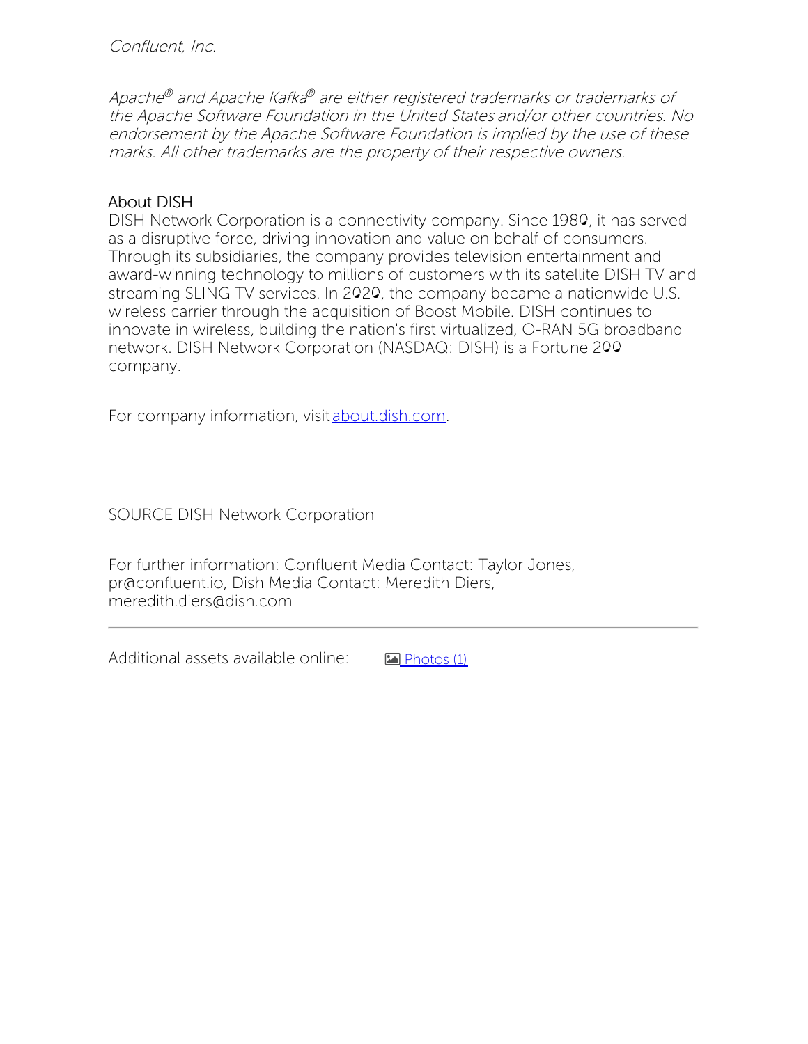*Confluent, Inc.*

*Apache® and Apache Kafka® are either registered trademarks or trademarks of the Apache Software Foundation in the United States and/or other countries. No endorsement by the Apache Software Foundation is implied by the use of these marks. All other trademarks are the property of their respective owners.*

## About DISH

DISH Network Corporation is a connectivity company. Since 1980, it has served as a disruptive force, driving innovation and value on behalf of consumers. Through its subsidiaries, the company provides television entertainment and award-winning technology to millions of customers with its satellite DISH TV and streaming SLING TV services. In 2020, the company became a nationwide U.S. wireless carrier through the acquisition of Boost Mobile. DISH continues to innovate in wireless, building the nation's first virtualized, O-RAN 5G broadband network. DISH Network Corporation (NASDAQ: DISH) is a Fortune 200 company.

For company information, visit [about.dish.com](about.dish.com).

SOURCE DISH Network Corporation

For further information: Confluent Media Contact: Taylor Jones, pr@confluent.io, Dish Media Contact: Meredith Diers, meredith.diers@dish.com

---

Additional assets available online: Photos (1)